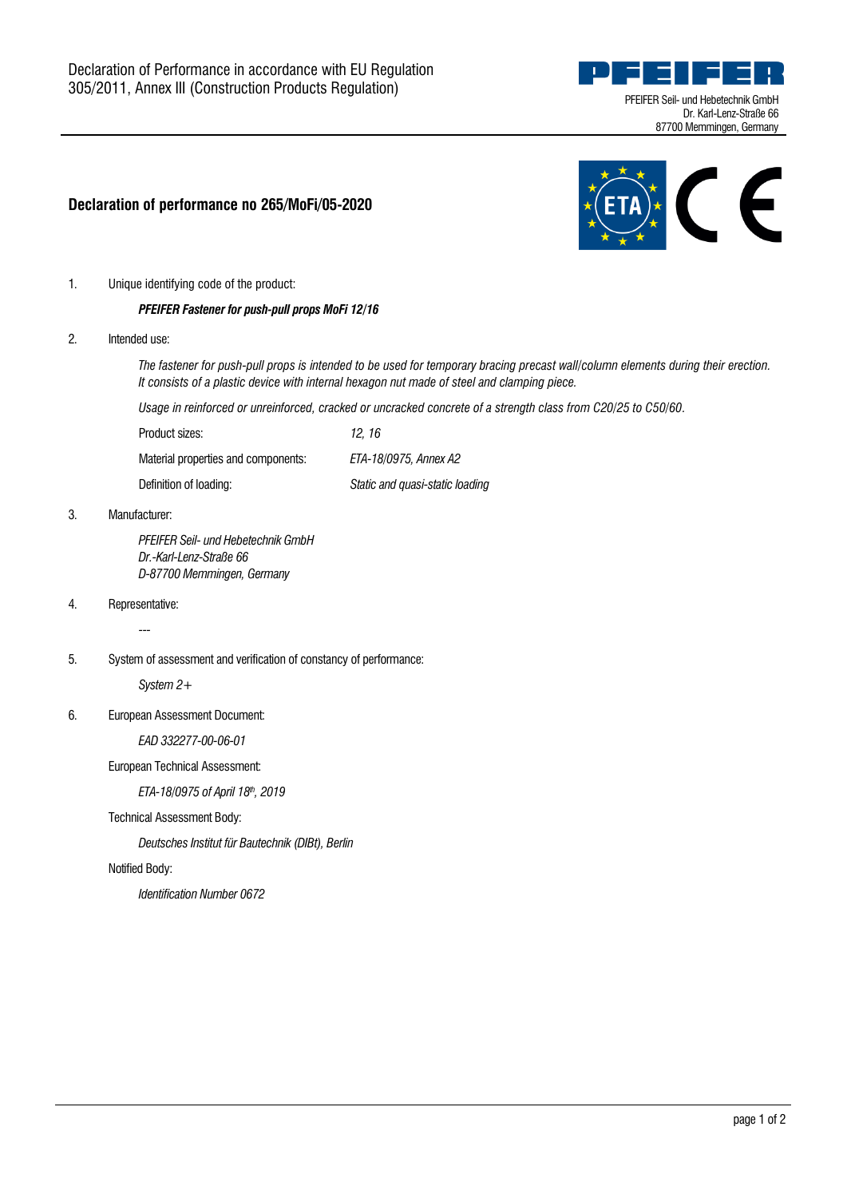Declaration of Performance in accordance with EU Regulation 305/2011, Annex III (Construction Products Regulation)

PFEIFER Seil- und Hebetechnik GmbH
Dr. Karl-Lenz-Straße 66
87700 Memmingen, Germany

## Declaration of performance no 265/MoFi/05-2020

1. Unique identifying code of the product:

   ***PFEIFER Fastener for push-pull props MoFi 12/16***

2. Intended use:

   *The fastener for push-pull props is intended to be used for temporary bracing precast wall/column elements during their erection. It consists of a plastic device with internal hexagon nut made of steel and clamping piece.*

   *Usage in reinforced or unreinforced, cracked or uncracked concrete of a strength class from C20/25 to C50/60.*

   | | |
   |---|---|
   | Product sizes: | *12, 16* |
   | Material properties and components: | *ETA-18/0975, Annex A2* |
   | Definition of loading: | *Static and quasi-static loading* |

3. Manufacturer:

   *PFEIFER Seil- und Hebetechnik GmbH*
   *Dr.-Karl-Lenz-Straße 66*
   *D-87700 Memmingen, Germany*

4. Representative:

   ---

5. System of assessment and verification of constancy of performance:

   *System 2+*

6. European Assessment Document:

   *EAD 332277-00-06-01*

   European Technical Assessment:

   *ETA-18/0975 of April 18th, 2019*

   Technical Assessment Body:

   *Deutsches Institut für Bautechnik (DIBt), Berlin*

   Notified Body:

   *Identification Number 0672*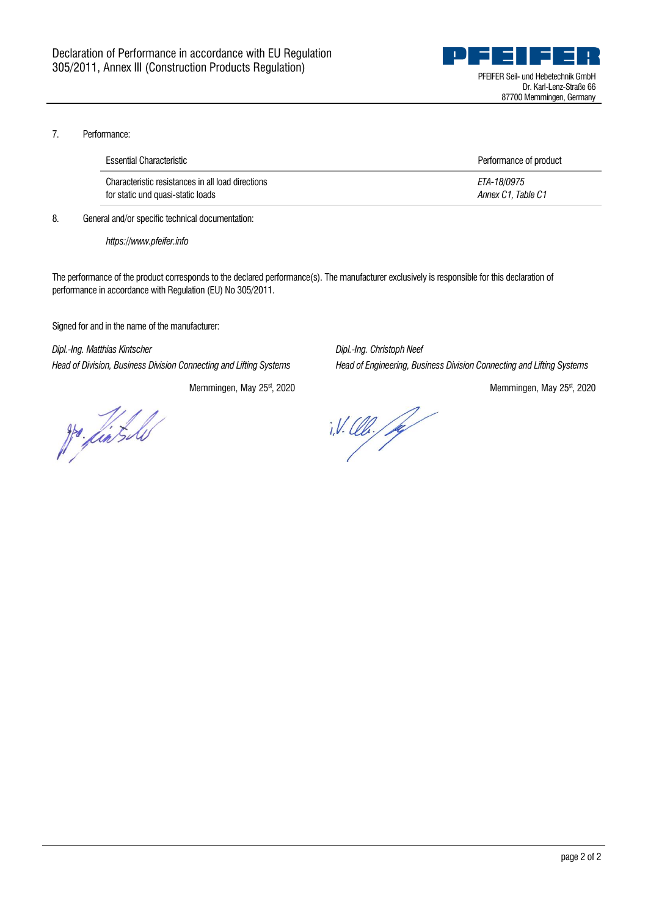Declaration of Performance in accordance with EU Regulation 305/2011, Annex III (Construction Products Regulation)

PFEIFER Seil- und Hebetechnik GmbH
Dr. Karl-Lenz-Straße 66
87700 Memmingen, Germany

7. Performance:

| Essential Characteristic | Performance of product |
|---|---|
| Characteristic resistances in all load directions for static und quasi-static loads | *ETA-18/0975* *Annex C1, Table C1* |

8. General and/or specific technical documentation:

   *https://www.pfeifer.info*

The performance of the product corresponds to the declared performance(s). The manufacturer exclusively is responsible for this declaration of performance in accordance with Regulation (EU) No 305/2011.

Signed for and in the name of the manufacturer:

*Dipl.-Ing. Matthias Kintscher*
*Head of Division, Business Division Connecting and Lifting Systems*

Memmingen, May 25st, 2020

*Dipl.-Ing. Christoph Neef*
*Head of Engineering, Business Division Connecting and Lifting Systems*

Memmingen, May 25st, 2020